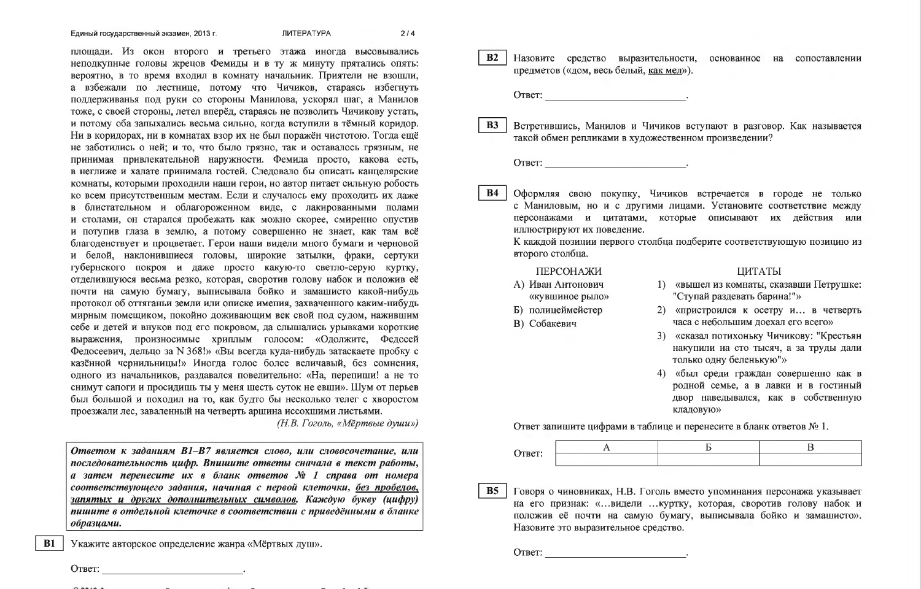площади. Из окон второго и третьего этажа иногда высовывались неподкупные головы жрецов Фемиды и в ту ж минуту прятались опять: вероятно, в то время входил в комнату начальник. Приятели не взошли, а взбежали по лестнице, потому что Чичиков, стараясь избегнуть поддерживанья под руки со стороны Манилова, ускорял шаг, а Манилов тоже, с своей стороны, летел вперёд, стараясь не позволить Чичикову устать, и потому оба запыхались весьма сильно, когда вступили в тёмный коридор. Ни в коридорах, ни в комнатах взор их не был поражён чистотою. Тогда ещё не заботились о ней; и то, что было грязно, так и оставалось грязным, не принимая привлекательной наружности. Фемида просто, какова есть, в неглиже и халате принимала гостей. Следовало бы описать канцелярские комнаты, которыми проходили наши герои, но автор питает сильную робость ко всем присутственным местам. Если и случалось ему проходить их даже в блистательном и облагороженном виде, с лакированными полами и столами, он старался пробежать как можно скорее, смиренно опустив и потупив глаза в землю, а потому совершенно не знает, как там всё благоденствует и процветает. Герои наши видели много бумаги и черновой и белой, наклонившиеся головы, широкие затылки, фраки, сертуки губернского покроя и даже просто какую-то светло-серую куртку, отделившуюся весьма резко, которая, своротив голову набок и положив её почти на самую бумагу, выписывала бойко и замашисто какой-нибудь протокол об оттяганьи земли или описке имения, захваченного каким-нибудь мирным помещиком, покойно доживающим век свой под судом, нажившим себе и детей и внуков под его покровом, да слышались урывками короткие выражения, произносимые хриплым голосом: «Одолжите, Федосей Федосеевич, дельцо за N 368!» «Вы всегда куда-нибудь затаскаете пробку с казённой чернильницы!» Иногда голос более величавый, без сомнения, одного из начальников, раздавался повелительно: «На, перепиши! а не то снимут сапоги и просидишь ты у меня шесть суток не евши». Шум от перьев был большой и походил на то, как будто бы несколько телег с хворостом проезжали лес, заваленный на четверть аршина иссохшими листьями.

*(Н.В. Гоголь, «Мёртвые души»)*

***Ответом к заданиям В1–В7 является слово, или словосочетание, или последовательность цифр. Впишите ответы сначала в текст работы, а затем перенесите их в бланк ответов № 1 справа от номера соответствующего задания, начиная с первой клеточки, без пробелов, запятых и других дополнительных символов. Каждую букву (цифру) пишите в отдельной клеточке в соответствии с приведёнными в бланке образцами.***

**В1** Укажите авторское определение жанра «Мёртвых душ».

Ответ: ___________________________.

**В2** Назовите средство выразительности, основанное на сопоставлении предметов («дом, весь белый, как мел»).

Ответ: ___________________________.

**В3** Встретившись, Манилов и Чичиков вступают в разговор. Как называется такой обмен репликами в художественном произведении?

Ответ: ___________________________.

**В4** Оформляя свою покупку, Чичиков встречается в городе не только с Маниловым, но и с другими лицами. Установите соответствие между персонажами и цитатами, которые описывают их действия или иллюстрируют их поведение.
К каждой позиции первого столбца подберите соответствующую позицию из второго столбца.

ПЕРСОНАЖИ
А) Иван Антонович «кувшиное рыло»
Б) полицеймейстер
В) Собакевич

ЦИТАТЫ
1) «вышел из комнаты, сказавши Петрушке: "Ступай раздевать барина!"»
2) «пристроился к осетру и… в четверть часа с небольшим доехал его всего»
3) «сказал потихоньку Чичикову: "Крестьян накупили на сто тысяч, а за труды дали только одну беленькую"»
4) «был среди граждан совершенно как в родной семье, а в лавки и в гостиный двор наведывался, как в собственную кладовую»

Ответ запишите цифрами в таблице и перенесите в бланк ответов № 1.

Ответ:

| А | Б | В |
|---|---|---|
| | | |

**В5** Говоря о чиновниках, Н.В. Гоголь вместо упоминания персонажа указывает на его признак: «…видели …куртку, которая, своротив голову набок и положив её почти на самую бумагу, выписывала бойко и замашисто». Назовите это выразительное средство.

Ответ: ___________________________.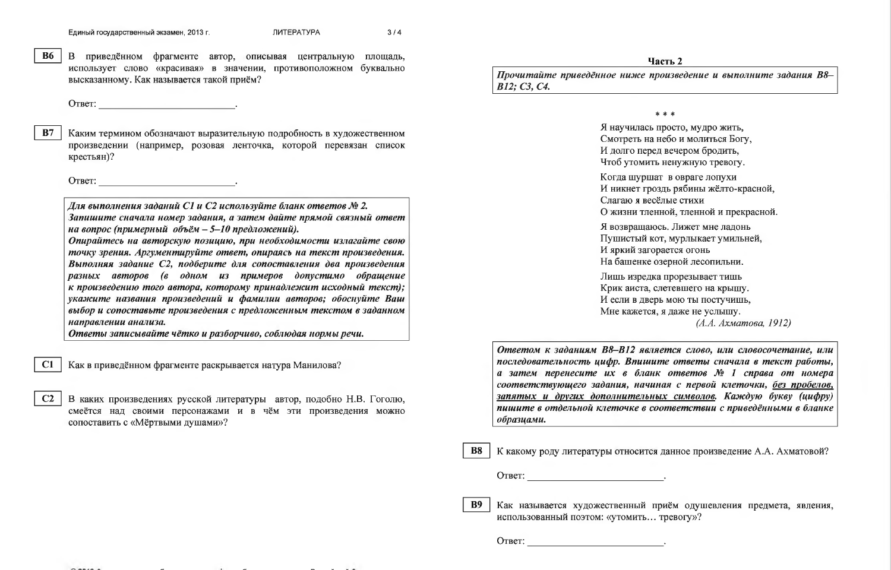**B6** В приведённом фрагменте автор, описывая центральную площадь, использует слово «красивая» в значении, противоположном буквально высказанному. Как называется такой приём?

Ответ: ___________________________.

**B7** Каким термином обозначают выразительную подробность в художественном произведении (например, розовая ленточка, которой перевязан список крестьян)?

Ответ: ___________________________.

> ***Для выполнения заданий С1 и С2 используйте бланк ответов № 2.***
> ***Запишите сначала номер задания, а затем дайте прямой связный ответ на вопрос (примерный объём – 5–10 предложений).***
> ***Опирайтесь на авторскую позицию, при необходимости излагайте свою точку зрения. Аргументируйте ответ, опираясь на текст произведения.***
> ***Выполняя задание С2, подберите для сопоставления два произведения разных авторов (в одном из примеров допустимо обращение к произведению того автора, которому принадлежит исходный текст); укажите названия произведений и фамилии авторов; обоснуйте Ваш выбор и сопоставьте произведения с предложенным текстом в заданном направлении анализа.***
> ***Ответы записывайте чётко и разборчиво, соблюдая нормы речи.***

**C1** Как в приведённом фрагменте раскрывается натура Манилова?

**C2** В каких произведениях русской литературы автор, подобно Н.В. Гоголю, смеётся над своими персонажами и в чём эти произведения можно сопоставить с «Мёртвыми душами»?

## Часть 2

> ***Прочитайте приведённое ниже произведение и выполните задания В8–В12; С3, С4.***

\* \* \*

Я научилась просто, мудро жить,
Смотреть на небо и молиться Богу,
И долго перед вечером бродить,
Чтоб утомить ненужную тревогу.

Когда шуршат в овраге лопухи
И никнет гроздь рябины жёлто-красной,
Слагаю я весёлые стихи
О жизни тленной, тленной и прекрасной.

Я возвращаюсь. Лижет мне ладонь
Пушистый кот, мурлыкает умильней,
И яркий загорается огонь
На башенке озерной лесопильни.

Лишь изредка прорезывает тишь
Крик аиста, слетевшего на крышу.
И если в дверь мою ты постучишь,
Мне кажется, я даже не услышу.

*(А.А. Ахматова, 1912)*

> ***Ответом к заданиям В8–В12 является слово, или словосочетание, или последовательность цифр. Впишите ответы сначала в текст работы, а затем перенесите их в бланк ответов № 1 справа от номера соответствующего задания, начиная с первой клеточки, <u>без пробелов, запятых и других дополнительных символов</u>. Каждую букву (цифру) пишите в отдельной клеточке в соответствии с приведёнными в бланке образцами.***

**B8** К какому роду литературы относится данное произведение А.А. Ахматовой?

Ответ: ___________________________.

**B9** Как называется художественный приём одушевления предмета, явления, использованный поэтом: «утомить… тревогу»?

Ответ: ___________________________.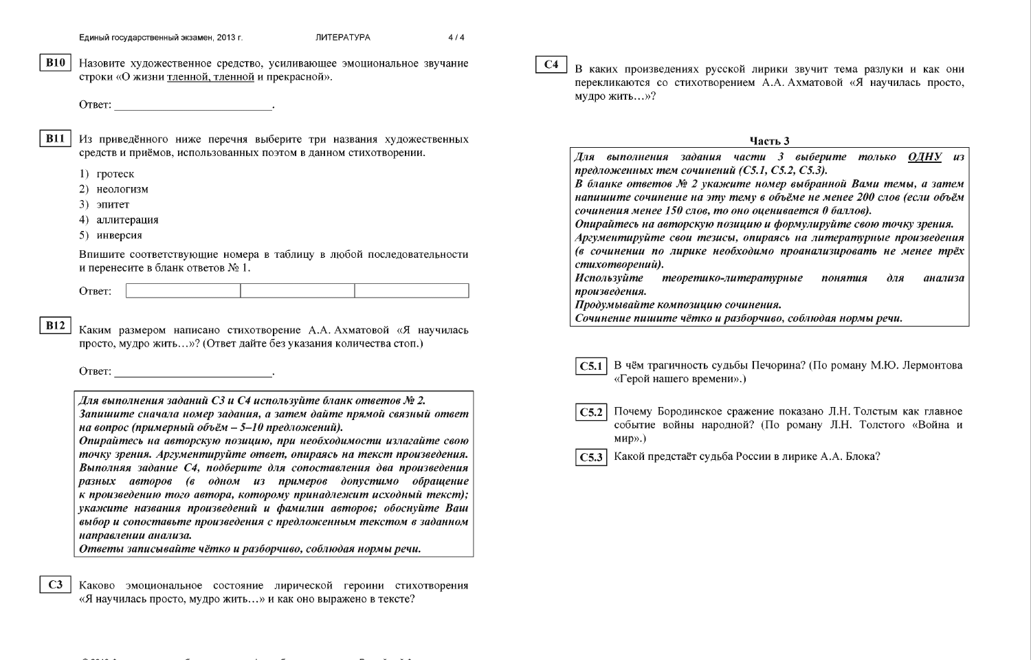**B10** Назовите художественное средство, усиливающее эмоциональное звучание строки «О жизни тленной, тленной и прекрасной».

Ответ: ___________________________.

**B11** Из приведённого ниже перечня выберите три названия художественных средств и приёмов, использованных поэтом в данном стихотворении.

1) гротеск
2) неологизм
3) эпитет
4) аллитерация
5) инверсия

Впишите соответствующие номера в таблицу в любой последовательности и перенесите в бланк ответов № 1.

Ответ:

| | | |
|---|---|---|
| | | |

**B12** Каким размером написано стихотворение А.А. Ахматовой «Я научилась просто, мудро жить…»? (Ответ дайте без указания количества стоп.)

Ответ: ___________________________.

> ***Для выполнения заданий С3 и С4 используйте бланк ответов № 2.***
> ***Запишите сначала номер задания, а затем дайте прямой связный ответ на вопрос (примерный объём – 5–10 предложений).***
> ***Опирайтесь на авторскую позицию, при необходимости излагайте свою точку зрения. Аргументируйте ответ, опираясь на текст произведения.***
> ***Выполняя задание С4, подберите для сопоставления два произведения разных авторов (в одном из примеров допустимо обращение к произведению того автора, которому принадлежит исходный текст); укажите названия произведений и фамилии авторов; обоснуйте Ваш выбор и сопоставьте произведения с предложенным текстом в заданном направлении анализа.***
> ***Ответы записывайте чётко и разборчиво, соблюдая нормы речи.***

**C3** Каково эмоциональное состояние лирической героини стихотворения «Я научилась просто, мудро жить…» и как оно выражено в тексте?

**C4** В каких произведениях русской лирики звучит тема разлуки и как они перекликаются со стихотворением А.А. Ахматовой «Я научилась просто, мудро жить…»?

## Часть 3

> ***Для выполнения задания части 3 выберите только ОДНУ из предложенных тем сочинений (С5.1, С5.2, С5.3).***
> ***В бланке ответов № 2 укажите номер выбранной Вами темы, а затем напишите сочинение на эту тему в объёме не менее 200 слов (если объём сочинения менее 150 слов, то оно оценивается 0 баллов).***
> ***Опирайтесь на авторскую позицию и формулируйте свою точку зрения.***
> ***Аргументируйте свои тезисы, опираясь на литературные произведения (в сочинении по лирике необходимо проанализировать не менее трёх стихотворений).***
> ***Используйте теоретико-литературные понятия для анализа произведения.***
> ***Продумывайте композицию сочинения.***
> ***Сочинение пишите чётко и разборчиво, соблюдая нормы речи.***

**C5.1** В чём трагичность судьбы Печорина? (По роману М.Ю. Лермонтова «Герой нашего времени».)

**C5.2** Почему Бородинское сражение показано Л.Н. Толстым как главное событие войны народной? (По роману Л.Н. Толстого «Война и мир».)

**C5.3** Какой предстаёт судьба России в лирике А.А. Блока?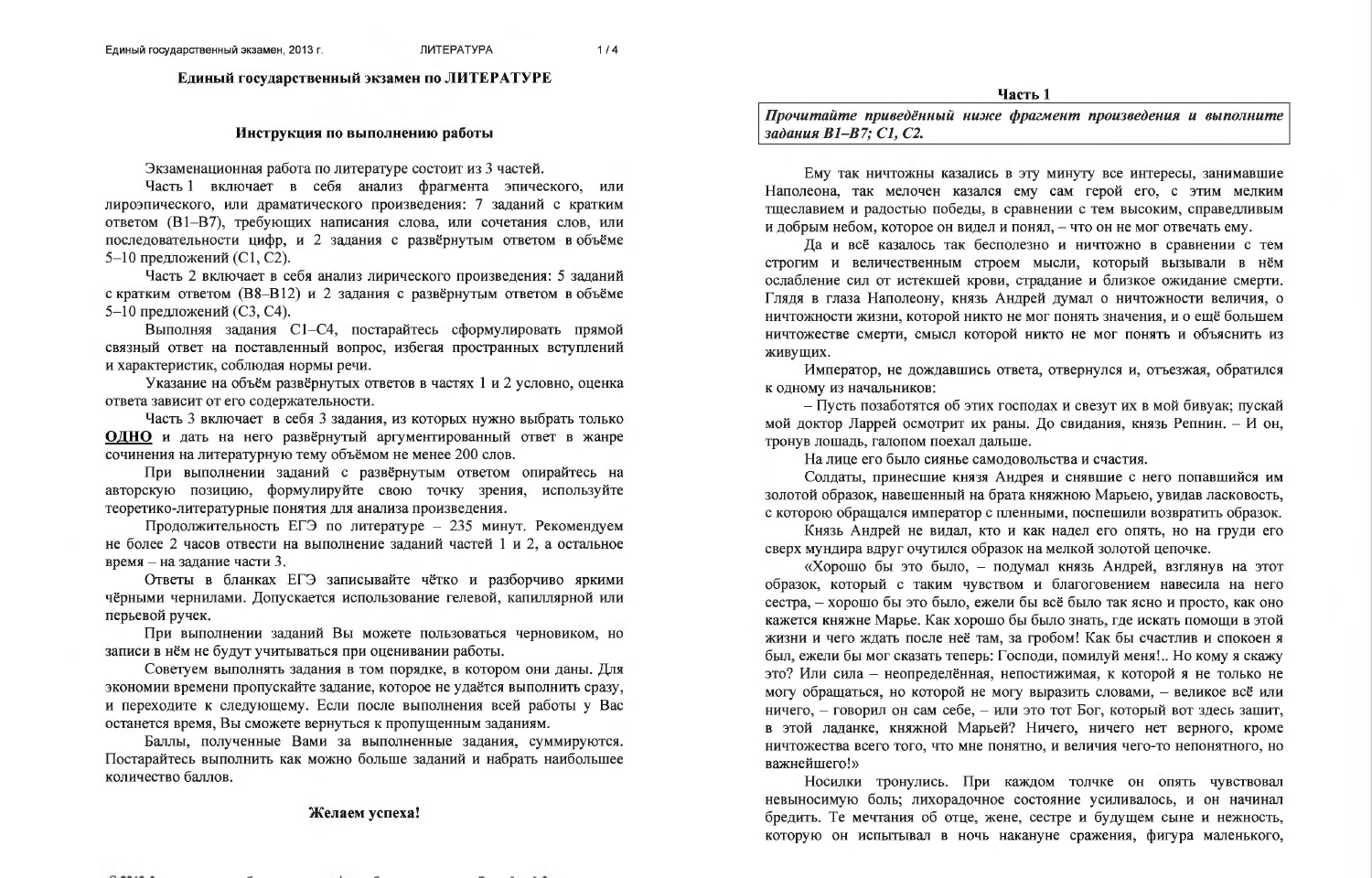## Единый государственный экзамен по ЛИТЕРАТУРЕ

### Инструкция по выполнению работы

Экзаменационная работа по литературе состоит из 3 частей.

Часть 1 включает в себя анализ фрагмента эпического, или лироэпического, или драматического произведения: 7 заданий с кратким ответом (В1–В7), требующих написания слова, или сочетания слов, или последовательности цифр, и 2 задания с развёрнутым ответом в объёме 5–10 предложений (С1, С2).

Часть 2 включает в себя анализ лирического произведения: 5 заданий с кратким ответом (В8–В12) и 2 задания с развёрнутым ответом в объёме 5–10 предложений (С3, С4).

Выполняя задания С1–С4, постарайтесь сформулировать прямой связный ответ на поставленный вопрос, избегая пространных вступлений и характеристик, соблюдая нормы речи.

Указание на объём развёрнутых ответов в частях 1 и 2 условно, оценка ответа зависит от его содержательности.

Часть 3 включает в себя 3 задания, из которых нужно выбрать только **ОДНО** и дать на него развёрнутый аргументированный ответ в жанре сочинения на литературную тему объёмом не менее 200 слов.

При выполнении заданий с развёрнутым ответом опирайтесь на авторскую позицию, формулируйте свою точку зрения, используйте теоретико-литературные понятия для анализа произведения.

Продолжительность ЕГЭ по литературе – 235 минут. Рекомендуем не более 2 часов отвести на выполнение заданий частей 1 и 2, а остальное время – на задание части 3.

Ответы в бланках ЕГЭ записывайте чётко и разборчиво яркими чёрными чернилами. Допускается использование гелевой, капиллярной или перьевой ручек.

При выполнении заданий Вы можете пользоваться черновиком, но записи в нём не будут учитываться при оценивании работы.

Советуем выполнять задания в том порядке, в котором они даны. Для экономии времени пропускайте задание, которое не удаётся выполнить сразу, и переходите к следующему. Если после выполнения всей работы у Вас останется время, Вы сможете вернуться к пропущенным заданиям.

Баллы, полученные Вами за выполненные задания, суммируются. Постарайтесь выполнить как можно больше заданий и набрать наибольшее количество баллов.

**Желаем успеха!**

### Часть 1

***Прочитайте приведённый ниже фрагмент произведения и выполните задания В1–В7; С1, С2.***

Ему так ничтожны казались в эту минуту все интересы, занимавшие Наполеона, так мелочен казался ему сам герой его, с этим мелким тщеславием и радостью победы, в сравнении с тем высоким, справедливым и добрым небом, которое он видел и понял, – что он не мог отвечать ему.

Да и всё казалось так бесполезно и ничтожно в сравнении с тем строгим и величественным строем мысли, который вызывали в нём ослабление сил от истекшей крови, страдание и близкое ожидание смерти. Глядя в глаза Наполеону, князь Андрей думал о ничтожности величия, о ничтожности жизни, которой никто не мог понять значения, и о ещё большем ничтожестве смерти, смысл которой никто не мог понять и объяснить из живущих.

Император, не дождавшись ответа, отвернулся и, отъезжая, обратился к одному из начальников:

– Пусть позаботятся об этих господах и свезут их в мой бивуак; пускай мой доктор Ларрей осмотрит их раны. До свидания, князь Репнин. – И он, тронув лошадь, галопом поехал дальше.

На лице его было сиянье самодовольства и счастия.

Солдаты, принесшие князя Андрея и снявшие с него попавшийся им золотой образок, навешенный на брата княжною Марьею, увидав ласковость, с которою обращался император с пленными, поспешили возвратить образок.

Князь Андрей не видал, кто и как надел его опять, но на груди его сверх мундира вдруг очутился образок на мелкой золотой цепочке.

«Хорошо бы это было, – подумал князь Андрей, взглянув на этот образок, который с таким чувством и благоговением навесила на него сестра, – хорошо бы это было, ежели бы всё было так ясно и просто, как оно кажется княжне Марье. Как хорошо бы было знать, где искать помощи в этой жизни и чего ждать после неё там, за гробом! Как бы счастлив и спокоен я был, ежели бы мог сказать теперь: Господи, помилуй меня!.. Но кому я скажу это? Или сила – неопределённая, непостижимая, к которой я не только не могу обращаться, но которой не могу выразить словами, – великое всё или ничего, – говорил он сам себе, – или это тот Бог, который вот здесь зашит, в этой ладанке, княжной Марьей? Ничего, ничего нет верного, кроме ничтожества всего того, что мне понятно, и величия чего-то непонятного, но важнейшего!»

Носилки тронулись. При каждом толчке он опять чувствовал невыносимую боль; лихорадочное состояние усиливалось, и он начинал бредить. Те мечтания об отце, жене, сестре и будущем сыне и нежность, которую он испытывал в ночь накануне сражения, фигура маленького,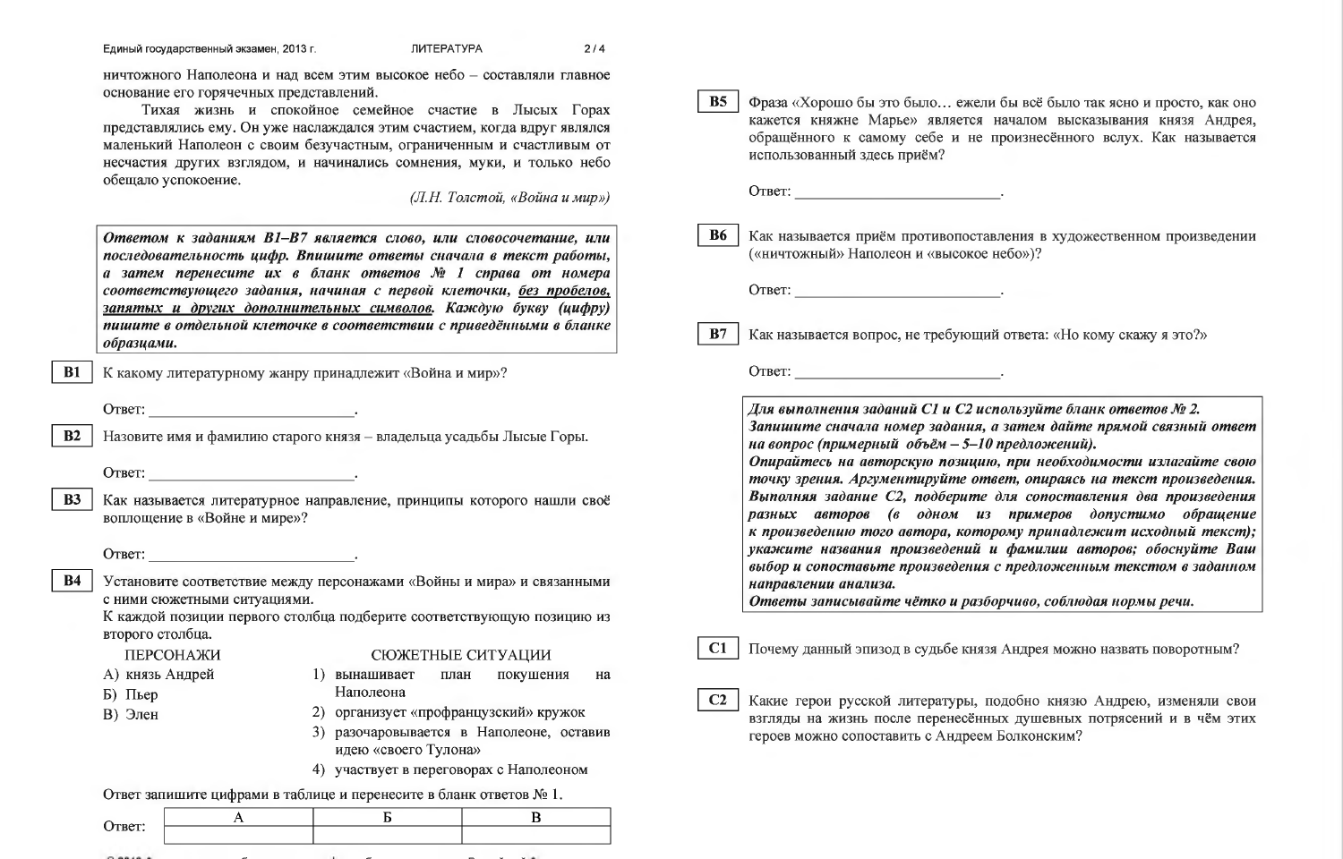ничтожного Наполеона и над всем этим высокое небо – составляли главное основание его горячечных представлений.

Тихая жизнь и спокойное семейное счастие в Лысых Горах представлялись ему. Он уже наслаждался этим счастием, когда вдруг являлся маленький Наполеон с своим безучастным, ограниченным и счастливым от несчастия других взглядом, и начинались сомнения, муки, и только небо обещало успокоение.

*(Л.Н. Толстой, «Война и мир»)*

***Ответом к заданиям В1–В7 является слово, или словосочетание, или последовательность цифр. Впишите ответы сначала в текст работы, а затем перенесите их в бланк ответов № 1 справа от номера соответствующего задания, начиная с первой клеточки, <u>без пробелов, запятых и других дополнительных символов</u>. Каждую букву (цифру) пишите в отдельной клеточке в соответствии с приведёнными в бланке образцами.***

**B1** К какому литературному жанру принадлежит «Война и мир»?

Ответ: ___________________________.

**B2** Назовите имя и фамилию старого князя – владельца усадьбы Лысые Горы.

Ответ: ___________________________.

**B3** Как называется литературное направление, принципы которого нашли своё воплощение в «Войне и мире»?

Ответ: ___________________________.

**B4** Установите соответствие между персонажами «Войны и мира» и связанными с ними сюжетными ситуациями.
К каждой позиции первого столбца подберите соответствующую позицию из второго столбца.

| ПЕРСОНАЖИ | СЮЖЕТНЫЕ СИТУАЦИИ |
|---|---|
| А) князь Андрей | 1) вынашивает план покушения на Наполеона |
| Б) Пьер | 2) организует «профранцузский» кружок |
| В) Элен | 3) разочаровывается в Наполеоне, оставив идею «своего Тулона» |
| | 4) участвует в переговорах с Наполеоном |

Ответ запишите цифрами в таблице и перенесите в бланк ответов № 1.

Ответ:

| А | Б | В |
|---|---|---|
| | | |

**B5** Фраза «Хорошо бы это было… ежели бы всё было так ясно и просто, как оно кажется княжне Марье» является началом высказывания князя Андрея, обращённого к самому себе и не произнесённого вслух. Как называется использованный здесь приём?

Ответ: ___________________________.

**B6** Как называется приём противопоставления в художественном произведении («ничтожный» Наполеон и «высокое небо»)?

Ответ: ___________________________.

**B7** Как называется вопрос, не требующий ответа: «Но кому скажу я это?»

Ответ: ___________________________.

***Для выполнения заданий С1 и С2 используйте бланк ответов № 2. Запишите сначала номер задания, а затем дайте прямой связный ответ на вопрос (примерный объём – 5–10 предложений).
Опирайтесь на авторскую позицию, при необходимости излагайте свою точку зрения. Аргументируйте ответ, опираясь на текст произведения.
Выполняя задание С2, подберите для сопоставления два произведения разных авторов (в одном из примеров допустимо обращение к произведению того автора, которому принадлежит исходный текст); укажите названия произведений и фамилии авторов; обоснуйте Ваш выбор и сопоставьте произведения с предложенным текстом в заданном направлении анализа.
Ответы записывайте чётко и разборчиво, соблюдая нормы речи.***

**C1** Почему данный эпизод в судьбе князя Андрея можно назвать поворотным?

**C2** Какие герои русской литературы, подобно князю Андрею, изменяли свои взгляды на жизнь после перенесённых душевных потрясений и в чём этих героев можно сопоставить с Андреем Болконским?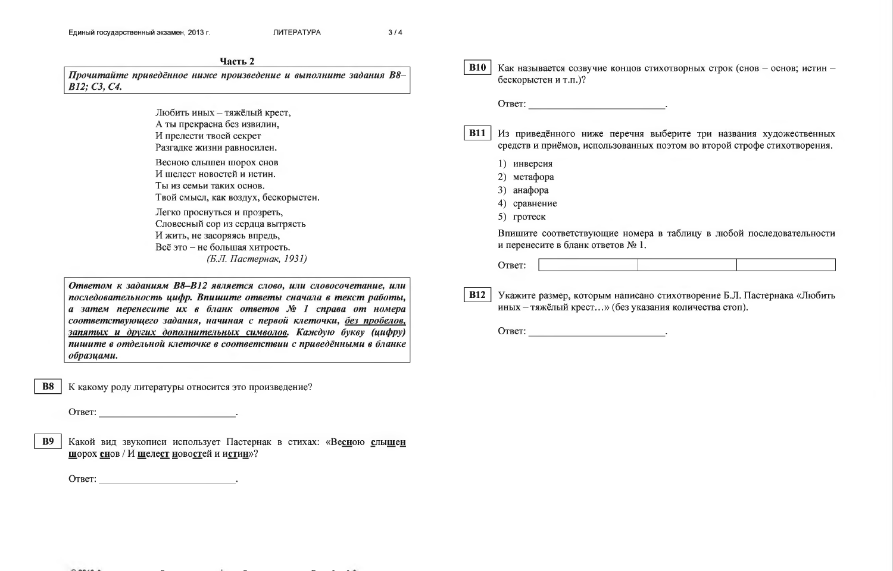## Часть 2

***Прочитайте приведённое ниже произведение и выполните задания В8–В12; С3, С4.***

Любить иных – тяжёлый крест,  
А ты прекрасна без извилин,  
И прелести твоей секрет  
Разгадке жизни равносилен.

Весною слышен шорох снов  
И шелест новостей и истин.  
Ты из семьи таких основ.  
Твой смысл, как воздух, бескорыстен.

Легко проснуться и прозреть,  
Словесный сор из сердца вытрясть  
И жить, не засоряясь впредь,  
Всё это – не большая хитрость.

*(Б.Л. Пастернак, 1931)*

***Ответом к заданиям В8–В12 является слово, или словосочетание, или последовательность цифр. Впишите ответы сначала в текст работы, а затем перенесите их в бланк ответов № 1 справа от номера соответствующего задания, начиная с первой клеточки, без пробелов, запятых и других дополнительных символов. Каждую букву (цифру) пишите в отдельной клеточке в соответствии с приведёнными в бланке образцами.***

**В8** К какому роду литературы относится это произведение?

Ответ: \_\_\_\_\_\_\_\_\_\_\_\_\_\_\_\_\_\_\_\_\_\_\_\_.

**В9** Какой вид звукописи использует Пастернак в стихах: «Ве**сн**ою **сл**ы**ш**ен **ш**орох **сн**ов / И **ш**еле**ст** **н**ово**ст**ей и и**ст**и**н**»?

Ответ: \_\_\_\_\_\_\_\_\_\_\_\_\_\_\_\_\_\_\_\_\_\_\_\_.

**В10** Как называется созвучие концов стихотворных строк (снов – основ; истин – бескорыстен и т.п.)?

Ответ: \_\_\_\_\_\_\_\_\_\_\_\_\_\_\_\_\_\_\_\_\_\_\_\_.

**В11** Из приведённого ниже перечня выберите три названия художественных средств и приёмов, использованных поэтом во второй строфе стихотворения.

1) инверсия
2) метафора
3) анафора
4) сравнение
5) гротеск

Впишите соответствующие номера в таблицу в любой последовательности и перенесите в бланк ответов № 1.

Ответ:

|   |   |   |
|---|---|---|
|   |   |   |

**В12** Укажите размер, которым написано стихотворение Б.Л. Пастернака «Любить иных – тяжёлый крест…» (без указания количества стоп).

Ответ: \_\_\_\_\_\_\_\_\_\_\_\_\_\_\_\_\_\_\_\_\_\_\_\_.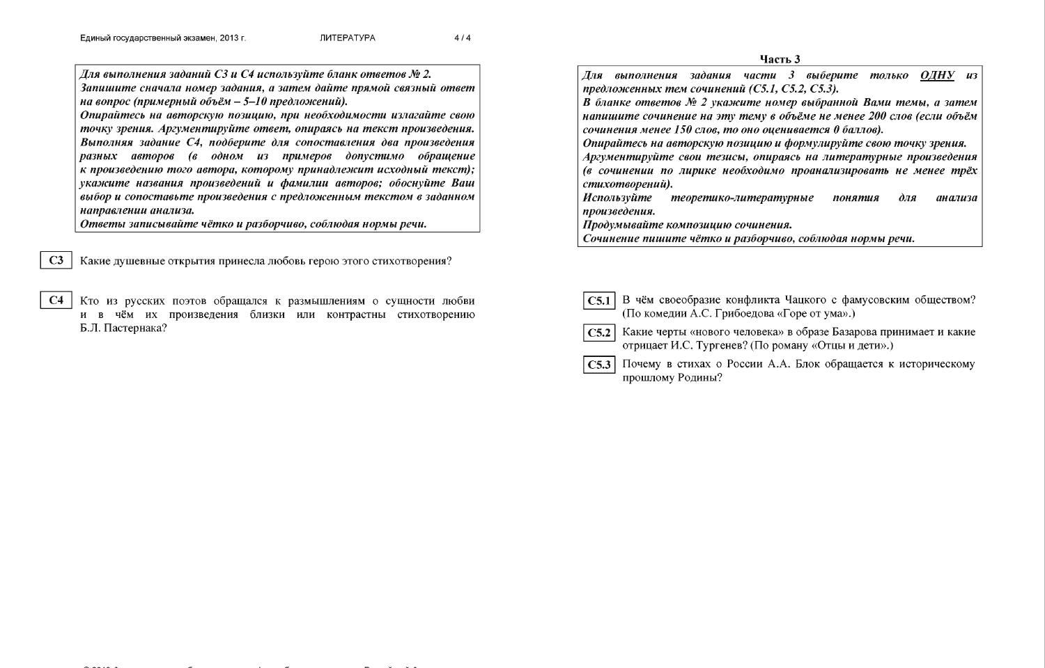*Для выполнения заданий С3 и С4 используйте бланк ответов № 2.*
*Запишите сначала номер задания, а затем дайте прямой связный ответ на вопрос (примерный объём – 5–10 предложений).*
*Опирайтесь на авторскую позицию, при необходимости излагайте свою точку зрения. Аргументируйте ответ, опираясь на текст произведения.*
*Выполняя задание С4, подберите для сопоставления два произведения разных авторов (в одном из примеров допустимо обращение к произведению того автора, которому принадлежит исходный текст); укажите названия произведений и фамилии авторов; обоснуйте Ваш выбор и сопоставьте произведения с предложенным текстом в заданном направлении анализа.*
*Ответы записывайте чётко и разборчиво, соблюдая нормы речи.*

**С3** Какие душевные открытия принесла любовь герою этого стихотворения?

**С4** Кто из русских поэтов обращался к размышлениям о сущности любви и в чём их произведения близки или контрастны стихотворению Б.Л. Пастернака?

## Часть 3

*Для выполнения задания части 3 выберите только **ОДНУ** из предложенных тем сочинений (С5.1, С5.2, С5.3).*
*В бланке ответов № 2 укажите номер выбранной Вами темы, а затем напишите сочинение на эту тему в объёме не менее 200 слов (если объём сочинения менее 150 слов, то оно оценивается 0 баллов).*
*Опирайтесь на авторскую позицию и формулируйте свою точку зрения.*
*Аргументируйте свои тезисы, опираясь на литературные произведения (в сочинении по лирике необходимо проанализировать не менее трёх стихотворений).*
*Используйте теоретико-литературные понятия для анализа произведения.*
*Продумывайте композицию сочинения.*
*Сочинение пишите чётко и разборчиво, соблюдая нормы речи.*

**С5.1** В чём своеобразие конфликта Чацкого с фамусовским обществом? (По комедии А.С. Грибоедова «Горе от ума».)

**С5.2** Какие черты «нового человека» в образе Базарова принимает и какие отрицает И.С. Тургенев? (По роману «Отцы и дети».)

**С5.3** Почему в стихах о России А.А. Блок обращается к историческому прошлому Родины?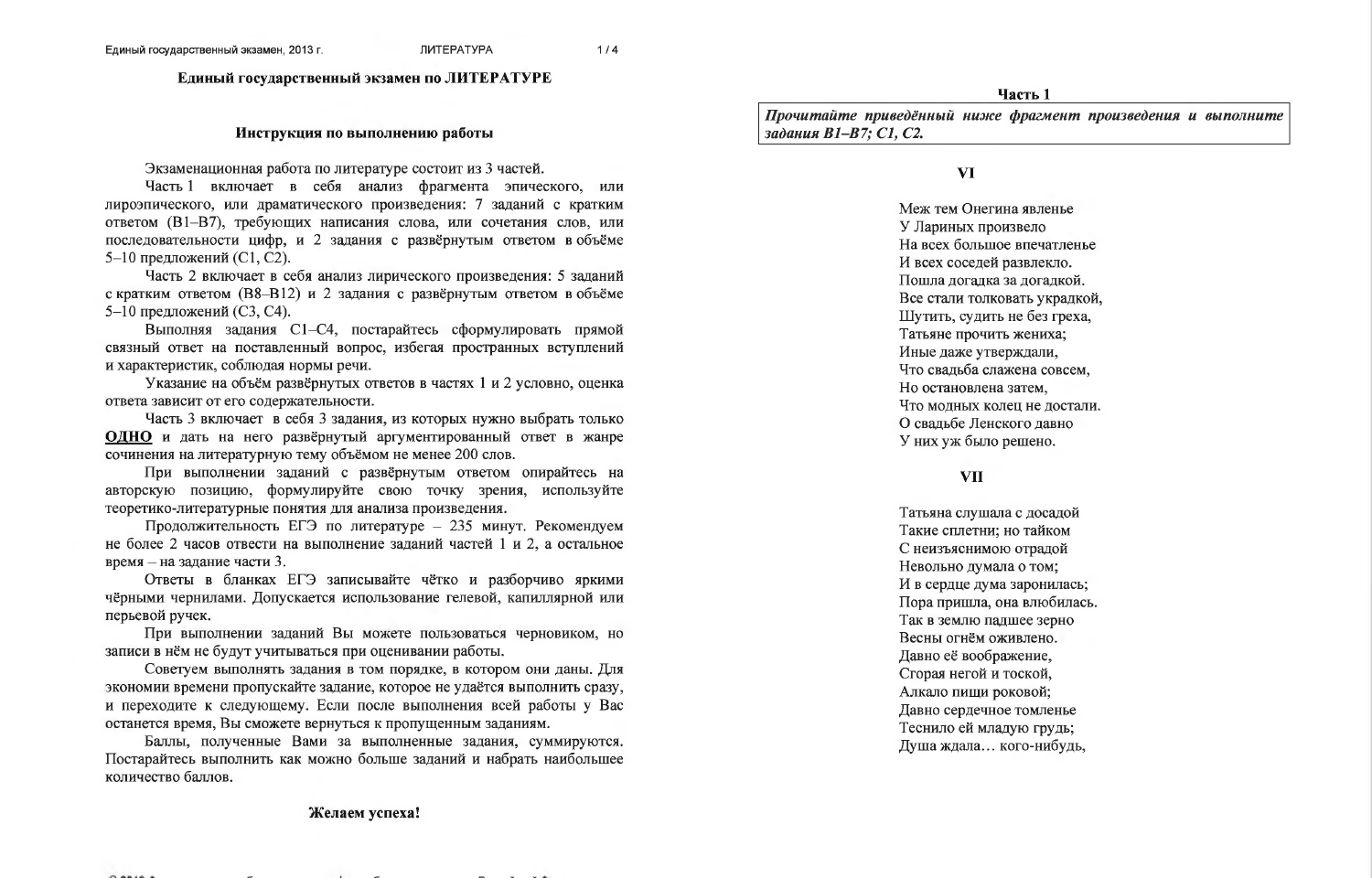# Единый государственный экзамен по ЛИТЕРАТУРЕ

## Инструкция по выполнению работы

Экзаменационная работа по литературе состоит из 3 частей.

Часть 1 включает в себя анализ фрагмента эпического, или лироэпического, или драматического произведения: 7 заданий с кратким ответом (В1–В7), требующих написания слова, или сочетания слов, или последовательности цифр, и 2 задания с развёрнутым ответом в объёме 5–10 предложений (С1, С2).

Часть 2 включает в себя анализ лирического произведения: 5 заданий с кратким ответом (В8–В12) и 2 задания с развёрнутым ответом в объёме 5–10 предложений (С3, С4).

Выполняя задания С1–С4, постарайтесь сформулировать прямой связный ответ на поставленный вопрос, избегая пространных вступлений и характеристик, соблюдая нормы речи.

Указание на объём развёрнутых ответов в частях 1 и 2 условно, оценка ответа зависит от его содержательности.

Часть 3 включает в себя 3 задания, из которых нужно выбрать только **ОДНО** и дать на него развёрнутый аргументированный ответ в жанре сочинения на литературную тему объёмом не менее 200 слов.

При выполнении заданий с развёрнутым ответом опирайтесь на авторскую позицию, формулируйте свою точку зрения, используйте теоретико-литературные понятия для анализа произведения.

Продолжительность ЕГЭ по литературе – 235 минут. Рекомендуем не более 2 часов отвести на выполнение заданий частей 1 и 2, а остальное время – на задание части 3.

Ответы в бланках ЕГЭ записывайте чётко и разборчиво яркими чёрными чернилами. Допускается использование гелевой, капиллярной или перьевой ручек.

При выполнении заданий Вы можете пользоваться черновиком, но записи в нём не будут учитываться при оценивании работы.

Советуем выполнять задания в том порядке, в котором они даны. Для экономии времени пропускайте задание, которое не удаётся выполнить сразу, и переходите к следующему. Если после выполнения всей работы у Вас останется время, Вы сможете вернуться к пропущенным заданиям.

Баллы, полученные Вами за выполненные задания, суммируются. Постарайтесь выполнить как можно больше заданий и набрать наибольшее количество баллов.

**Желаем успеха!**

## Часть 1

***Прочитайте приведённый ниже фрагмент произведения и выполните задания В1–В7; С1, С2.***

### VI

Меж тем Онегина явленье  
У Лариных произвело  
На всех большое впечатленье  
И всех соседей развлекло.  
Пошла догадка за догадкой.  
Все стали толковать украдкой,  
Шутить, судить не без греха,  
Татьяне прочить жениха;  
Иные даже утверждали,  
Что свадьба слажена совсем,  
Но остановлена затем,  
Что модных колец не достали.  
О свадьбе Ленского давно  
У них уж было решено.

### VII

Татьяна слушала с досадой  
Такие сплетни; но тайком  
С неизъяснимою отрадой  
Невольно думала о том;  
И в сердце дума заронилась;  
Пора пришла, она влюбилась.  
Так в землю падшее зерно  
Весны огнём оживлено.  
Давно её воображенье,  
Сгорая негой и тоской,  
Алкало пищи роковой;  
Давно сердечное томленье  
Теснило ей младую грудь;  
Душа ждала… кого-нибудь,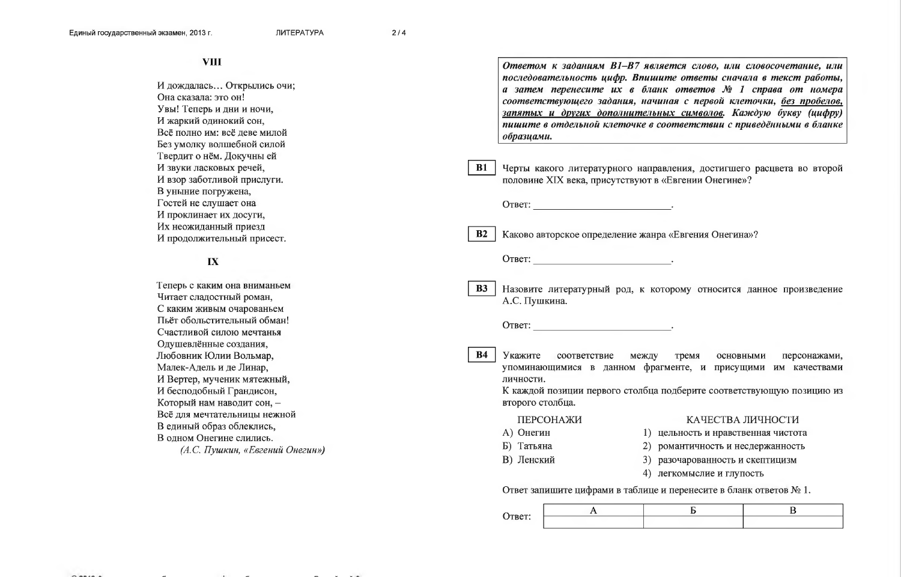## VIII

И дождалась… Открылись очи;  
Она сказала: это он!  
Увы! Теперь и дни и ночи,  
И жаркий одинокий сон,  
Всё полно им: всё деве милой  
Без умолку волшебной силой  
Твердит о нём. Докучны ей  
И звуки ласковых речей,  
И взор заботливой прислуги.  
В уныние погружена,  
Гостей не слушает она  
И проклинает их досуги,  
Их неожиданный приезд  
И продолжительный присест.

## IX

Теперь с каким она вниманьем  
Читает сладостный роман,  
С каким живым очарованьем  
Пьёт обольстительный обман!  
Счастливой силою мечтанья  
Одушевлённые создания,  
Любовник Юлии Вольмар,  
Малек-Адель и де Линар,  
И Вертер, мученик мятежный,  
И бесподобный Грандисон,  
Который нам наводит сон, –  
Всё для мечтательницы нежной  
В единый образ облеклись,  
В одном Онегине слились.

*(А.С. Пушкин, «Евгений Онегин»)*

***Ответом к заданиям В1–В7 является слово, или словосочетание, или последовательность цифр. Впишите ответы сначала в текст работы, а затем перенесите их в бланк ответов № 1 справа от номера соответствующего задания, начиная с первой клеточки, <u>без пробелов, запятых и других дополнительных символов</u>. Каждую букву (цифру) пишите в отдельной клеточке в соответствии с приведёнными в бланке образцами.***

**B1** Черты какого литературного направления, достигшего расцвета во второй половине XIX века, присутствуют в «Евгении Онегине»?

Ответ: ___________________________.

**B2** Каково авторское определение жанра «Евгения Онегина»?

Ответ: ___________________________.

**B3** Назовите литературный род, к которому относится данное произведение А.С. Пушкина.

Ответ: ___________________________.

**B4** Укажите соответствие между тремя основными персонажами, упоминающимися в данном фрагменте, и присущими им качествами личности.  
К каждой позиции первого столбца подберите соответствующую позицию из второго столбца.

| ПЕРСОНАЖИ | КАЧЕСТВА ЛИЧНОСТИ |
|---|---|
| А) Онегин | 1) цельность и нравственная чистота |
| Б) Татьяна | 2) романтичность и несдержанность |
| В) Ленский | 3) разочарованность и скептицизм |
| | 4) легкомыслие и глупость |

Ответ запишите цифрами в таблице и перенесите в бланк ответов № 1.

Ответ:

| А | Б | В |
|---|---|---|
| | | |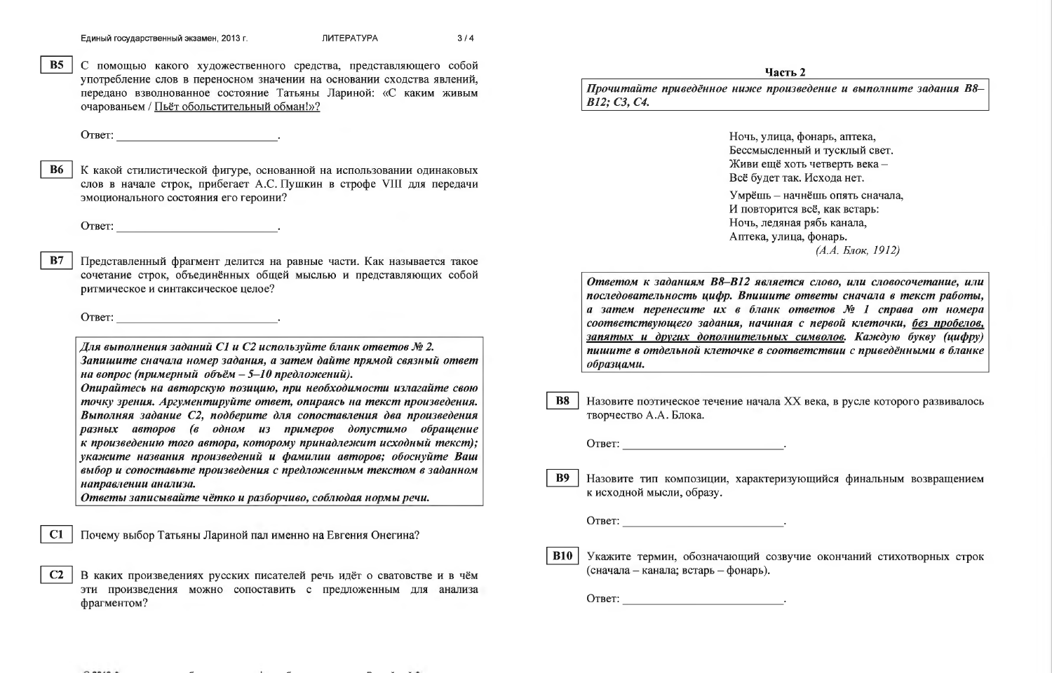**B5** С помощью какого художественного средства, представляющего собой употребление слов в переносном значении на основании сходства явлений, передано взволнованное состояние Татьяны Лариной: «С каким живым очарованьем / Пьёт обольстительный обман!»?

Ответ: ________________________.

**B6** К какой стилистической фигуре, основанной на использовании одинаковых слов в начале строк, прибегает А.С. Пушкин в строфе VIII для передачи эмоционального состояния его героини?

Ответ: ________________________.

**B7** Представленный фрагмент делится на равные части. Как называется такое сочетание строк, объединённых общей мыслью и представляющих собой ритмическое и синтаксическое целое?

Ответ: ________________________.

***Для выполнения заданий С1 и С2 используйте бланк ответов № 2. Запишите сначала номер задания, а затем дайте прямой связный ответ на вопрос (примерный объём – 5–10 предложений). Опирайтесь на авторскую позицию, при необходимости излагайте свою точку зрения. Аргументируйте ответ, опираясь на текст произведения. Выполняя задание С2, подберите для сопоставления два произведения разных авторов (в одном из примеров допустимо обращение к произведению того автора, которому принадлежит исходный текст); укажите названия произведений и фамилии авторов; обоснуйте Ваш выбор и сопоставьте произведения с предложенным текстом в заданном направлении анализа. Ответы записывайте чётко и разборчиво, соблюдая нормы речи.***

**C1** Почему выбор Татьяны Лариной пал именно на Евгения Онегина?

**C2** В каких произведениях русских писателей речь идёт о сватовстве и в чём эти произведения можно сопоставить с предложенным для анализа фрагментом?

## Часть 2

***Прочитайте приведённое ниже произведение и выполните задания B8–B12; С3, С4.***

Ночь, улица, фонарь, аптека,
Бессмысленный и тусклый свет.
Живи ещё хоть четверть века –
Всё будет так. Исхода нет.

Умрёшь – начнёшь опять сначала,
И повторится всё, как встарь:
Ночь, ледяная рябь канала,
Аптека, улица, фонарь.

*(А.А. Блок, 1912)*

***Ответом к заданиям B8–B12 является слово, или словосочетание, или последовательность цифр. Впишите ответы сначала в текст работы, а затем перенесите их в бланк ответов № 1 справа от номера соответствующего задания, начиная с первой клеточки, <u>без пробелов, запятых и других дополнительных символов</u>. Каждую букву (цифру) пишите в отдельной клеточке в соответствии с приведёнными в бланке образцами.***

**B8** Назовите поэтическое течение начала XX века, в русле которого развивалось творчество А.А. Блока.

Ответ: ________________________.

**B9** Назовите тип композиции, характеризующийся финальным возвращением к исходной мысли, образу.

Ответ: ________________________.

**B10** Укажите термин, обозначающий созвучие окончаний стихотворных строк (сначала – канала; встарь – фонарь).

Ответ: ________________________.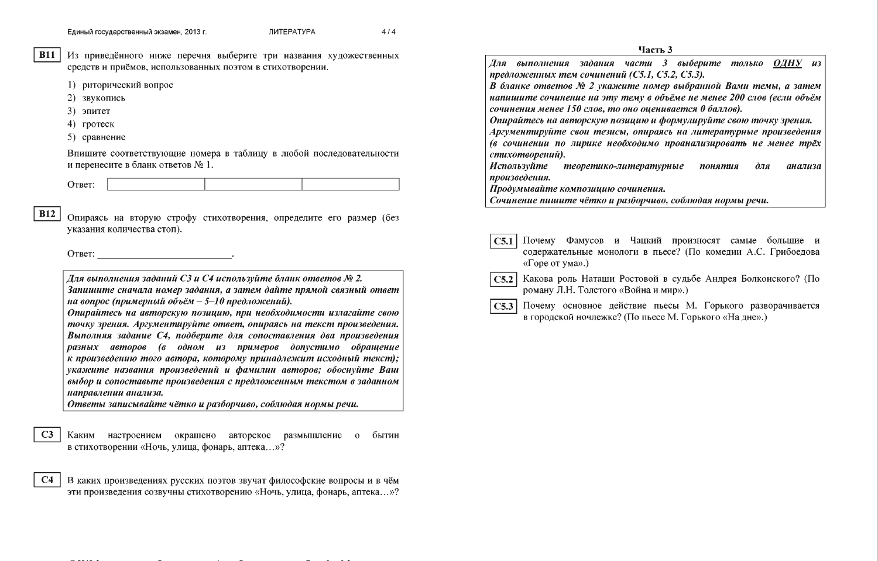**B11** Из приведённого ниже перечня выберите три названия художественных средств и приёмов, использованных поэтом в стихотворении.

1) риторический вопрос
2) звукопись
3) эпитет
4) гротеск
5) сравнение

Впишите соответствующие номера в таблицу в любой последовательности и перенесите в бланк ответов № 1.

Ответ:

| | | |
|---|---|---|
| | | |

**B12** Опираясь на вторую строфу стихотворения, определите его размер (без указания количества стоп).

Ответ: ___________________________.

***Для выполнения заданий С3 и С4 используйте бланк ответов № 2. Запишите сначала номер задания, а затем дайте прямой связный ответ на вопрос (примерный объём – 5–10 предложений).***
***Опирайтесь на авторскую позицию, при необходимости излагайте свою точку зрения. Аргументируйте ответ, опираясь на текст произведения. Выполняя задание С4, подберите для сопоставления два произведения разных авторов (в одном из примеров допустимо обращение к произведению того автора, которому принадлежит исходный текст); укажите названия произведений и фамилии авторов; обоснуйте Ваш выбор и сопоставьте произведения с предложенным текстом в заданном направлении анализа.***
***Ответы записывайте чётко и разборчиво, соблюдая нормы речи.***

**C3** Каким настроением окрашено авторское размышление о бытии в стихотворении «Ночь, улица, фонарь, аптека…»?

**C4** В каких произведениях русских поэтов звучат философские вопросы и в чём эти произведения созвучны стихотворению «Ночь, улица, фонарь, аптека…»?

## Часть 3

***Для выполнения задания части 3 выберите только ОДНУ из предложенных тем сочинений (С5.1, С5.2, С5.3).***
***В бланке ответов № 2 укажите номер выбранной Вами темы, а затем напишите сочинение на эту тему в объёме не менее 200 слов (если объём сочинения менее 150 слов, то оно оценивается 0 баллов).***
***Опирайтесь на авторскую позицию и формулируйте свою точку зрения.***
***Аргументируйте свои тезисы, опираясь на литературные произведения (в сочинении по лирике необходимо проанализировать не менее трёх стихотворений).***
***Используйте теоретико-литературные понятия для анализа произведения.***
***Продумывайте композицию сочинения.***
***Сочинение пишите чётко и разборчиво, соблюдая нормы речи.***

**C5.1** Почему Фамусов и Чацкий произносят самые большие и содержательные монологи в пьесе? (По комедии А.С. Грибоедова «Горе от ума».)

**C5.2** Какова роль Наташи Ростовой в судьбе Андрея Болконского? (По роману Л.Н. Толстого «Война и мир».)

**C5.3** Почему основное действие пьесы М. Горького разворачивается в городской ночлежке? (По пьесе М. Горького «На дне».)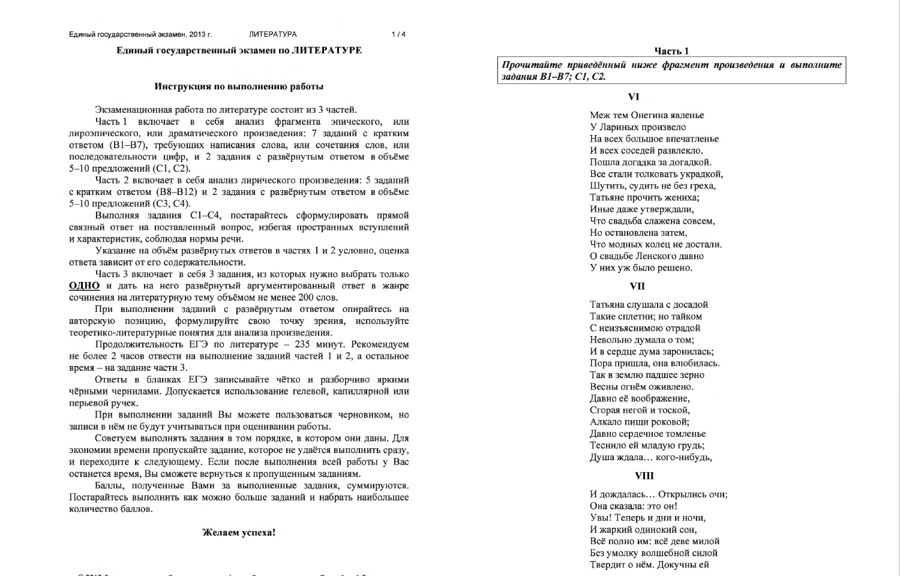# Единый государственный экзамен по ЛИТЕРАТУРЕ

## Инструкция по выполнению работы

Экзаменационная работа по литературе состоит из 3 частей.

Часть 1 включает в себя анализ фрагмента эпического, или лироэпического, или драматического произведения: 7 заданий с кратким ответом (B1–B7), требующих написания слова, или сочетания слов, или последовательности цифр, и 2 задания с развёрнутым ответом в объёме 5–10 предложений (C1, C2).

Часть 2 включает в себя анализ лирического произведения: 5 заданий с кратким ответом (B8–B12) и 2 задания с развёрнутым ответом в объёме 5–10 предложений (C3, C4).

Выполняя задания C1–C4, постарайтесь сформулировать прямой связный ответ на поставленный вопрос, избегая пространных вступлений и характеристик, соблюдая нормы речи.

Указание на объём развёрнутых ответов в частях 1 и 2 условно, оценка ответа зависит от его содержательности.

Часть 3 включает в себя 3 задания, из которых нужно выбрать только **ОДНО** и дать на него развёрнутый аргументированный ответ в жанре сочинения на литературную тему объёмом не менее 200 слов.

При выполнении заданий с развёрнутым ответом опирайтесь на авторскую позицию, формулируйте свою точку зрения, используйте теоретико-литературные понятия для анализа произведения.

Продолжительность ЕГЭ по литературе – 235 минут. Рекомендуем не более 2 часов отвести на выполнение заданий частей 1 и 2, а остальное время – на задание части 3.

Ответы в бланках ЕГЭ записывайте чётко и разборчиво яркими чёрными чернилами. Допускается использование гелевой, капиллярной или перьевой ручек.

При выполнении заданий Вы можете пользоваться черновиком, но записи в нём не будут учитываться при оценивании работы.

Советуем выполнять задания в том порядке, в котором они даны. Для экономии времени пропускайте задание, которое не удаётся выполнить сразу, и переходите к следующему. Если после выполнения всей работы у Вас останется время, Вы сможете вернуться к пропущенным заданиям.

Баллы, полученные Вами за выполненные задания, суммируются. Постарайтесь выполнить как можно больше заданий и набрать наибольшее количество баллов.

**Желаем успеха!**

## Часть 1

***Прочитайте приведённый ниже фрагмент произведения и выполните задания B1–B7; C1, C2.***

### VI

Меж тем Онегина явленье
У Лариных произвело
На всех большое впечатленье
И всех соседей развлекло.
Пошла догадка за догадкой.
Все стали толковать украдкой,
Шутить, судить не без греха,
Татьяне прочить жениха;
Иные даже утверждали,
Что свадьба слажена совсем,
Но остановлена затем,
Что модных колец не достали.
О свадьбе Ленского давно
У них уж было решено.

### VII

Татьяна слушала с досадой
Такие сплетни; но тайком
С неизъяснимою отрадой
Невольно думала о том;
И в сердце дума заронилась;
Пора пришла, она влюбилась.
Так в землю падшее зерно
Весны огнём оживлено.
Давно её воображенье,
Сгорая негой и тоской,
Алкало пищи роковой;
Давно сердечное томленье
Теснило ей младую грудь;
Душа ждала… кого-нибудь,

### VIII

И дождалась… Открылись очи;
Она сказала: это он!
Увы! Теперь и дни и ночи,
И жаркий одинокий сон,
Всё полно им: всё деве милой
Без умолку волшебной силой
Твердит о нём. Докучны ей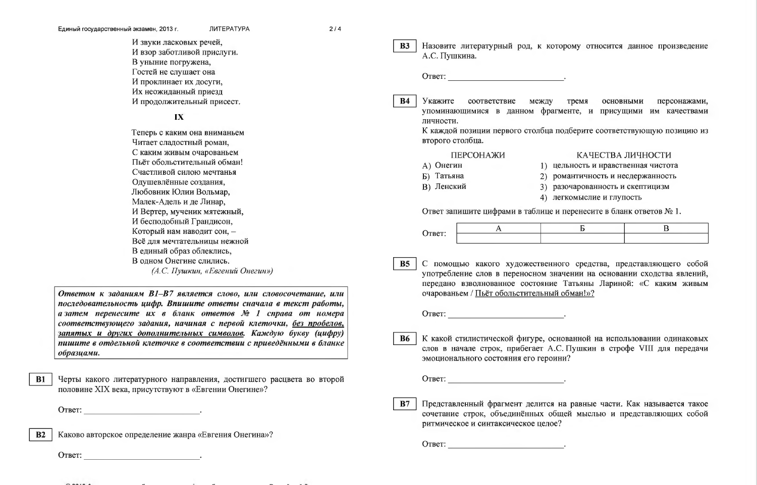И звуки ласковых речей,
И взор заботливой прислуги.
В уныние погружена,
Гостей не слушает она
И проклинает их досуги,
Их неожиданный приезд
И продолжительный присест.

**IX**

Теперь с каким она вниманьем
Читает сладостный роман,
С каким живым очарованьем
Пьёт обольстительный обман!
Счастливой силою мечтанья
Одушевлённые создания,
Любовник Юлии Вольмар,
Малек-Адель и де Линар,
И Вертер, мученик мятежный,
И бесподобный Грандисон,
Который нам наводит сон, –
Всё для мечтательницы нежной
В единый образ облеклись,
В одном Онегине слились.

*(А.С. Пушкин, «Евгений Онегин»)*

***Ответом к заданиям В1–В7 является слово, или словосочетание, или последовательность цифр. Впишите ответы сначала в текст работы, а затем перенесите их в бланк ответов № 1 справа от номера соответствующего задания, начиная с первой клеточки, <u>без пробелов, запятых и других дополнительных символов</u>. Каждую букву (цифру) пишите в отдельной клеточке в соответствии с приведёнными в бланке образцами.***

**В1** Черты какого литературного направления, достигшего расцвета во второй половине XIX века, присутствуют в «Евгении Онегине»?

Ответ: ___________________________.

**В2** Каково авторское определение жанра «Евгения Онегина»?

Ответ: ___________________________.

**В3** Назовите литературный род, к которому относится данное произведение А.С. Пушкина.

Ответ: ___________________________.

**В4** Укажите соответствие между тремя основными персонажами, упоминающимися в данном фрагменте, и присущими им качествами личности.
К каждой позиции первого столбца подберите соответствующую позицию из второго столбца.

| ПЕРСОНАЖИ | КАЧЕСТВА ЛИЧНОСТИ |
|---|---|
| А) Онегин | 1) цельность и нравственная чистота |
| Б) Татьяна | 2) романтичность и несдержанность |
| В) Ленский | 3) разочарованность и скептицизм |
| | 4) легкомыслие и глупость |

Ответ запишите цифрами в таблице и перенесите в бланк ответов № 1.

Ответ:

| А | Б | В |
|---|---|---|
| | | |

**В5** С помощью какого художественного средства, представляющего собой употребление слов в переносном значении на основании сходства явлений, передано взволнованное состояние Татьяны Лариной: «С каким живым очарованьем / <u>Пьёт обольстительный обман!</u>»?

Ответ: ___________________________.

**В6** К какой стилистической фигуре, основанной на использовании одинаковых слов в начале строк, прибегает А.С. Пушкин в строфе VIII для передачи эмоционального состояния его героини?

Ответ: ___________________________.

**В7** Представленный фрагмент делится на равные части. Как называется такое сочетание строк, объединённых общей мыслью и представляющих собой ритмическое и синтаксическое целое?

Ответ: ___________________________.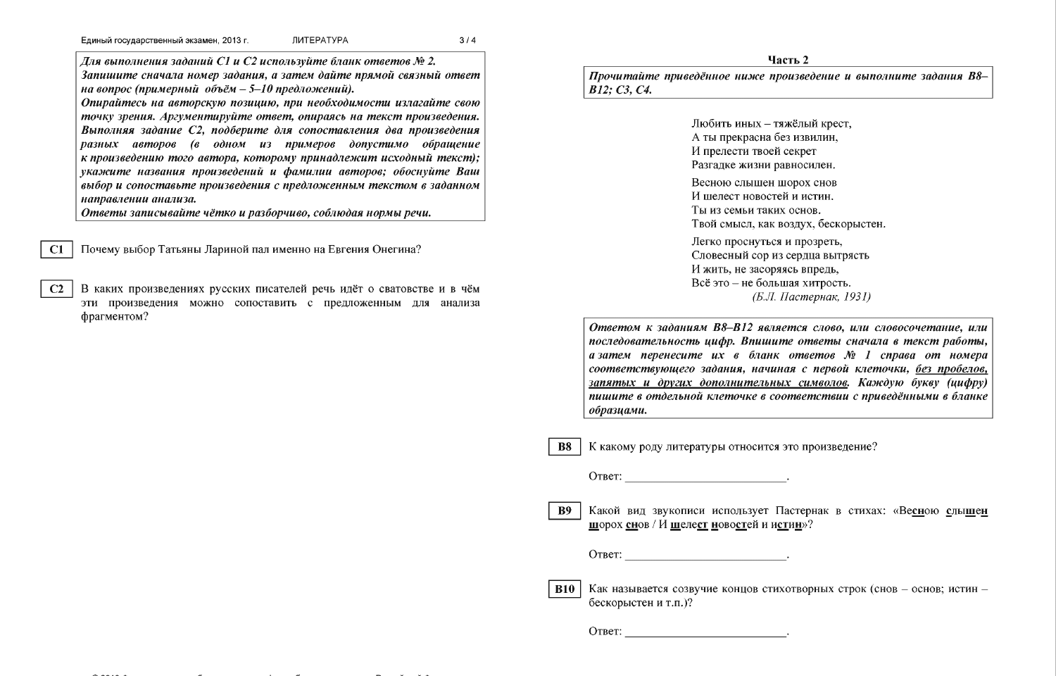***Для выполнения заданий С1 и С2 используйте бланк ответов № 2. Запишите сначала номер задания, а затем дайте прямой связный ответ на вопрос (примерный объём – 5–10 предложений).***
***Опирайтесь на авторскую позицию, при необходимости излагайте свою точку зрения. Аргументируйте ответ, опираясь на текст произведения. Выполняя задание С2, подберите для сопоставления два произведения разных авторов (в одном из примеров допустимо обращение к произведению того автора, которому принадлежит исходный текст); укажите названия произведений и фамилии авторов; обоснуйте Ваш выбор и сопоставьте произведения с предложенным текстом в заданном направлении анализа.***
***Ответы записывайте чётко и разборчиво, соблюдая нормы речи.***

**C1** Почему выбор Татьяны Лариной пал именно на Евгения Онегина?

**C2** В каких произведениях русских писателей речь идёт о сватовстве и в чём эти произведения можно сопоставить с предложенным для анализа фрагментом?

## Часть 2

***Прочитайте приведённое ниже произведение и выполните задания В8–В12; С3, С4.***

Любить иных – тяжёлый крест,
А ты прекрасна без извилин,
И прелести твоей секрет
Разгадке жизни равносилен.

Весною слышен шорох снов
И шелест новостей и истин.
Ты из семьи таких основ.
Твой смысл, как воздух, бескорыстен.

Легко проснуться и прозреть,
Словесный сор из сердца вытрясть
И жить, не засоряясь впредь,
Всё это – не большая хитрость.

*(Б.Л. Пастернак, 1931)*

***Ответом к заданиям В8–В12 является слово, или словосочетание, или последовательность цифр. Впишите ответы сначала в текст работы, а затем перенесите их в бланк ответов № 1 справа от номера соответствующего задания, начиная с первой клеточки, <u>без пробелов, запятых и других дополнительных символов</u>. Каждую букву (цифру) пишите в отдельной клеточке в соответствии с приведёнными в бланке образцами.***

**B8** К какому роду литературы относится это произведение?

Ответ: ___________________________.

**B9** Какой вид звукописи использует Пастернак в стихах: «Ве**сн**ою **сл**ы**ш**ен **ш**орох **сн**ов / И **ш**еле**ст** **н**ово**ст**ей и и**ст**и**н**»?

Ответ: ___________________________.

**B10** Как называется созвучие концов стихотворных строк (снов – основ; истин – бескорыстен и т.п.)?

Ответ: ___________________________.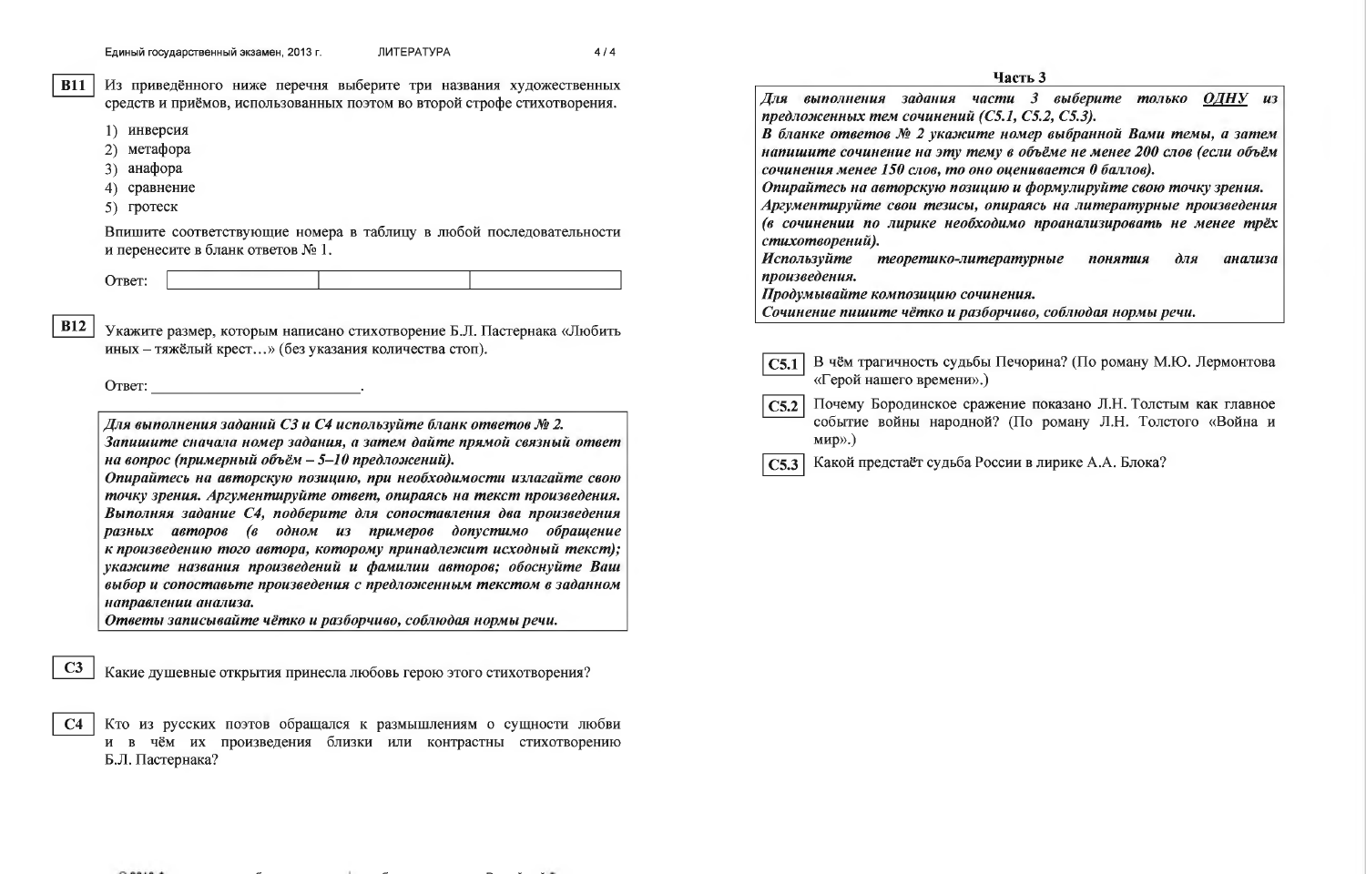**B11** Из приведённого ниже перечня выберите три названия художественных средств и приёмов, использованных поэтом во второй строфе стихотворения.

1) инверсия
2) метафора
3) анафора
4) сравнение
5) гротеск

Впишите соответствующие номера в таблицу в любой последовательности и перенесите в бланк ответов № 1.

Ответ:

| | | |
|---|---|---|
| | | |

**B12** Укажите размер, которым написано стихотворение Б.Л. Пастернака «Любить иных – тяжёлый крест…» (без указания количества стоп).

Ответ: ________________________.

***Для выполнения заданий С3 и С4 используйте бланк ответов № 2. Запишите сначала номер задания, а затем дайте прямой связный ответ на вопрос (примерный объём – 5–10 предложений).***
***Опирайтесь на авторскую позицию, при необходимости излагайте свою точку зрения. Аргументируйте ответ, опираясь на текст произведения. Выполняя задание С4, подберите для сопоставления два произведения разных авторов (в одном из примеров допустимо обращение к произведению того автора, которому принадлежит исходный текст); укажите названия произведений и фамилии авторов; обоснуйте Ваш выбор и сопоставьте произведения с предложенным текстом в заданном направлении анализа.***
***Ответы записывайте чётко и разборчиво, соблюдая нормы речи.***

**C3** Какие душевные открытия принесла любовь герою этого стихотворения?

**C4** Кто из русских поэтов обращался к размышлениям о сущности любви и в чём их произведения близки или контрастны стихотворению Б.Л. Пастернака?

## Часть 3

***Для выполнения задания части 3 выберите только ОДНУ из предложенных тем сочинений (С5.1, С5.2, С5.3).***
***В бланке ответов № 2 укажите номер выбранной Вами темы, а затем напишите сочинение на эту тему в объёме не менее 200 слов (если объём сочинения менее 150 слов, то оно оценивается 0 баллов).***
***Опирайтесь на авторскую позицию и формулируйте свою точку зрения.***
***Аргументируйте свои тезисы, опираясь на литературные произведения (в сочинении по лирике необходимо проанализировать не менее трёх стихотворений).***
***Используйте теоретико-литературные понятия для анализа произведения.***
***Продумывайте композицию сочинения.***
***Сочинение пишите чётко и разборчиво, соблюдая нормы речи.***

**C5.1** В чём трагичность судьбы Печорина? (По роману М.Ю. Лермонтова «Герой нашего времени».)

**C5.2** Почему Бородинское сражение показано Л.Н. Толстым как главное событие войны народной? (По роману Л.Н. Толстого «Война и мир».)

**C5.3** Какой предстаёт судьба России в лирике А.А. Блока?